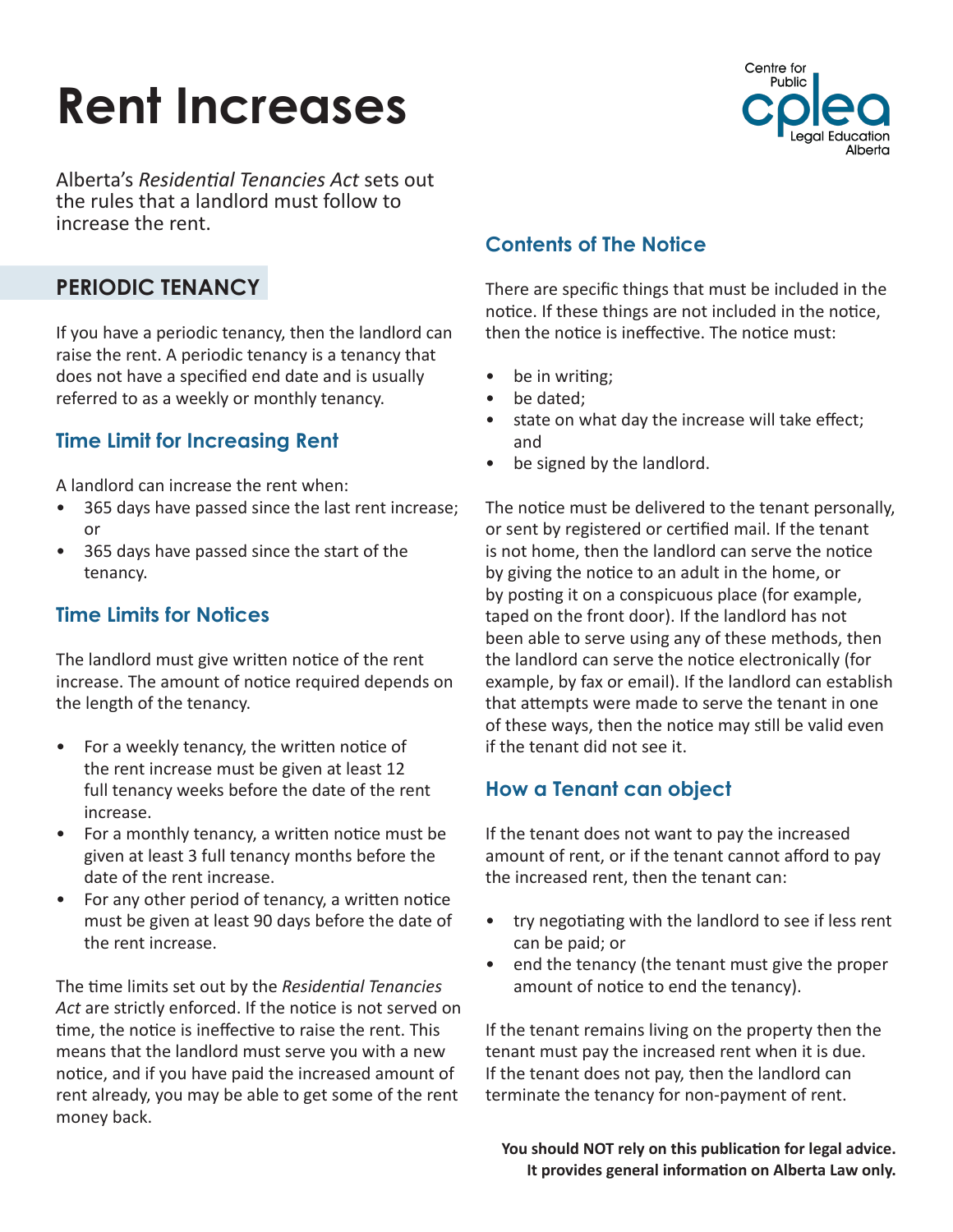# Rent Increases

Alberta's *Residential Tenancies Act* sets out the rules that a landlord must follow to increase the rent.

## PERIODIC TENANCY

If you have a periodic tenancy, then the landlord can raise the rent. A periodic tenancy is a tenancy that does not have a specified end date and is usually referred to as a weekly or monthly tenancy.

### Time Limit for Increasing Rent

A landlord can increase the rent when:

- 365 days have passed since the last rent increase; or
- 365 days have passed since the start of the tenancy.

### Time Limits for Notices

The landlord must give written notice of the rent increase. The amount of notice required depends on the length of the tenancy.

- For a weekly tenancy, the written notice of the rent increase must be given at least 12 full tenancy weeks before the date of the rent increase.
- For a monthly tenancy, a written notice must be given at least 3 full tenancy months before the date of the rent increase.
- For any other period of tenancy, a written notice must be given at least 90 days before the date of the rent increase.

The time limits set out by the *Residential Tenancies Act* are strictly enforced. If the notice is not served on time, the notice is ineffective to raise the rent. This means that the landlord must serve you with a new notice, and if you have paid the increased amount of rent already, you may be able to get some of the rent money back.

### Contents of The Notice

There are specific things that must be included in the notice. If these things are not included in the notice, then the notice is ineffective. The notice must:

- be in writing;
- be dated;
- state on what day the increase will take effect; and
- be signed by the landlord.

The notice must be delivered to the tenant personally, or sent by registered or certified mail. If the tenant is not home, then the landlord can serve the notice by giving the notice to an adult in the home, or by posting it on a conspicuous place (for example, taped on the front door). If the landlord has not been able to serve using any of these methods, then the landlord can serve the notice electronically (for example, by fax or email). If the landlord can establish that attempts were made to serve the tenant in one of these ways, then the notice may still be valid even if the tenant did not see it.

### How a Tenant can object

If the tenant does not want to pay the increased amount of rent, or if the tenant cannot afford to pay the increased rent, then the tenant can:

- try negotiating with the landlord to see if less rent can be paid; or
- end the tenancy (the tenant must give the proper amount of notice to end the tenancy).

If the tenant remains living on the property then the tenant must pay the increased rent when it is due. If the tenant does not pay, then the landlord can terminate the tenancy for non-payment of rent.

**You should NOT rely on this publication for legal advice. It provides general information on Alberta Law only.**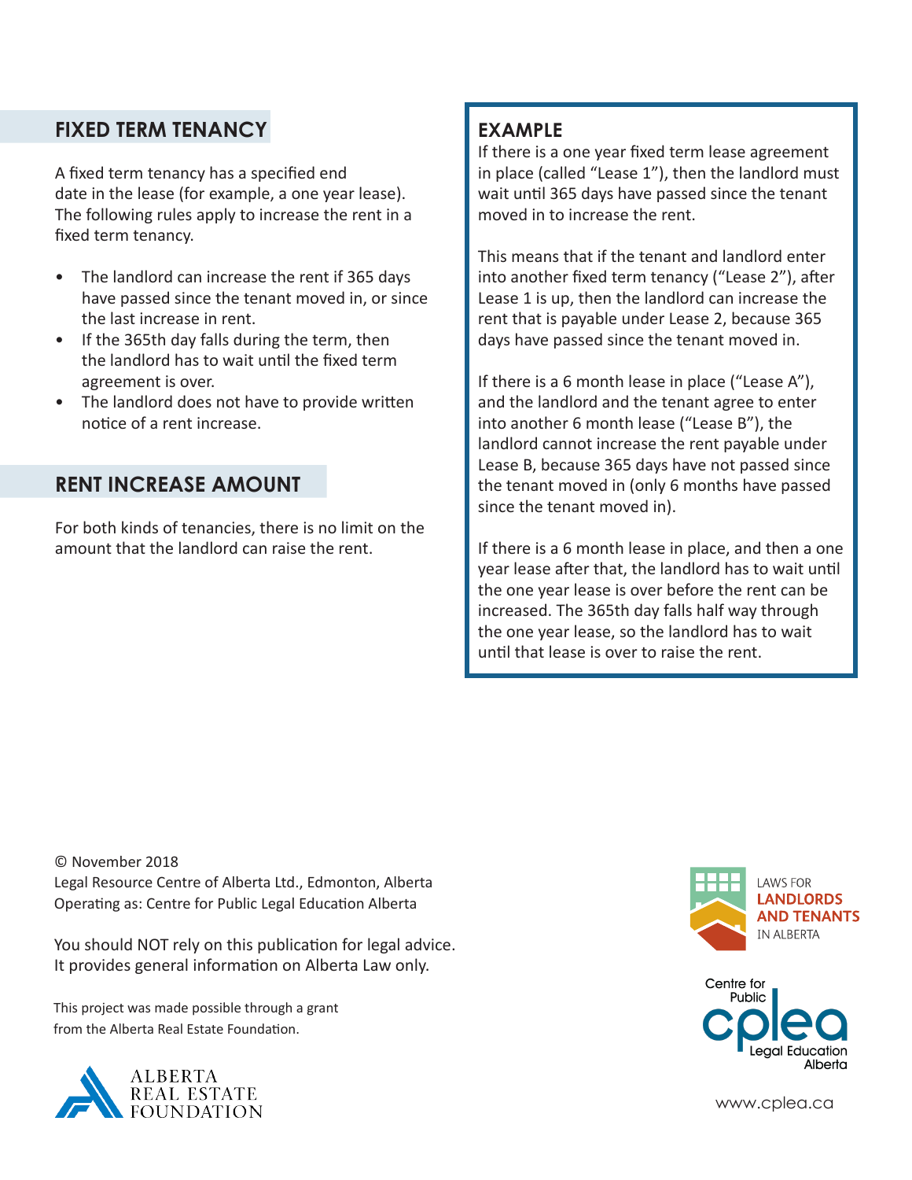## FIXED TERM TENANCY

A fixed term tenancy has a specified end date in the lease (for example, a one year lease). The following rules apply to increase the rent in a fixed term tenancy.

- The landlord can increase the rent if 365 days have passed since the tenant moved in, or since the last increase in rent.
- If the 365th day falls during the term, then the landlord has to wait until the fixed term agreement is over.
- The landlord does not have to provide written notice of a rent increase.

## RENT INCREASE AMOUNT

For both kinds of tenancies, there is no limit on the amount that the landlord can raise the rent.

### EXAMPLE

If there is a one year fixed term lease agreement in place (called "Lease 1"), then the landlord must wait until 365 days have passed since the tenant moved in to increase the rent.

This means that if the tenant and landlord enter into another fixed term tenancy ("Lease 2"), after Lease 1 is up, then the landlord can increase the rent that is payable under Lease 2, because 365 days have passed since the tenant moved in.

If there is a 6 month lease in place ("Lease A"), and the landlord and the tenant agree to enter into another 6 month lease ("Lease B"), the landlord cannot increase the rent payable under Lease B, because 365 days have not passed since the tenant moved in (only 6 months have passed since the tenant moved in).

If there is a 6 month lease in place, and then a one year lease after that, the landlord has to wait until the one year lease is over before the rent can be increased. The 365th day falls half way through the one year lease, so the landlord has to wait until that lease is over to raise the rent.

© November 2018
Legal Resource Centre of Alberta Ltd., Edmonton, Alberta
Operating as: Centre for Public Legal Education Alberta

You should NOT rely on this publication for legal advice.
It provides general information on Alberta Law only.

This project was made possible through a grant from the Alberta Real Estate Foundation.

ALBERTA REAL ESTATE FOUNDATION

LAWS FOR LANDLORDS AND TENANTS IN ALBERTA

Centre for Public Legal Education Alberta (cplea)

www.cplea.ca